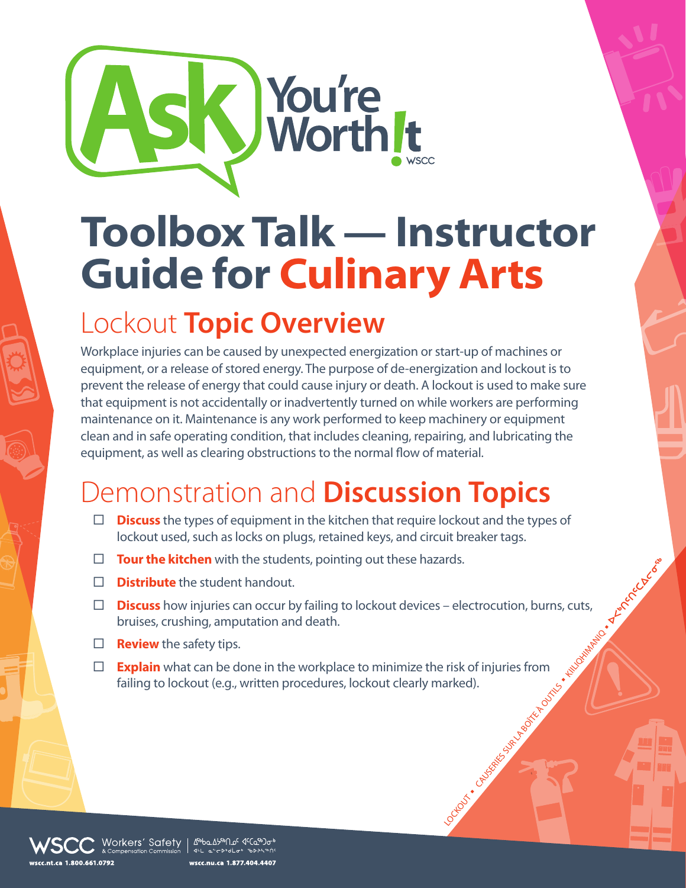Ask You're Worth It — WSCC

# Toolbox Talk — Instructor Guide for Culinary Arts

## Lockout Topic Overview

Workplace injuries can be caused by unexpected energization or start-up of machines or equipment, or a release of stored energy. The purpose of de-energization and lockout is to prevent the release of energy that could cause injury or death. A lockout is used to make sure that equipment is not accidentally or inadvertently turned on while workers are performing maintenance on it. Maintenance is any work performed to keep machinery or equipment clean and in safe operating condition, that includes cleaning, repairing, and lubricating the equipment, as well as clearing obstructions to the normal flow of material.

## Demonstration and Discussion Topics

- ☐ **Discuss** the types of equipment in the kitchen that require lockout and the types of lockout used, such as locks on plugs, retained keys, and circuit breaker tags.
- ☐ **Tour the kitchen** with the students, pointing out these hazards.
- ☐ **Distribute** the student handout.
- ☐ **Discuss** how injuries can occur by failing to lockout devices – electrocution, burns, cuts, bruises, crushing, amputation and death.
- ☐ **Review** the safety tips.
- ☐ **Explain** what can be done in the workplace to minimize the risk of injuries from failing to lockout (e.g., written procedures, lockout clearly marked).

LOCKOUT • CAUSERIES SUR LA BOÎTE À OUTILS • KIILIQHIMANIQ • ᐅᐸᖓᑦᓯᑦᑕᐃᓕᓂᖅ

WSCC Workers' Safety & Compensation Commission | ᐃᖅᑲᐃᓯᖃᑎᒌᑦ ᐊᑦᑕᓇᖅᑐᓂᒃ
wscc.nt.ca 1.800.661.0792 | wscc.nu.ca 1.877.404.4407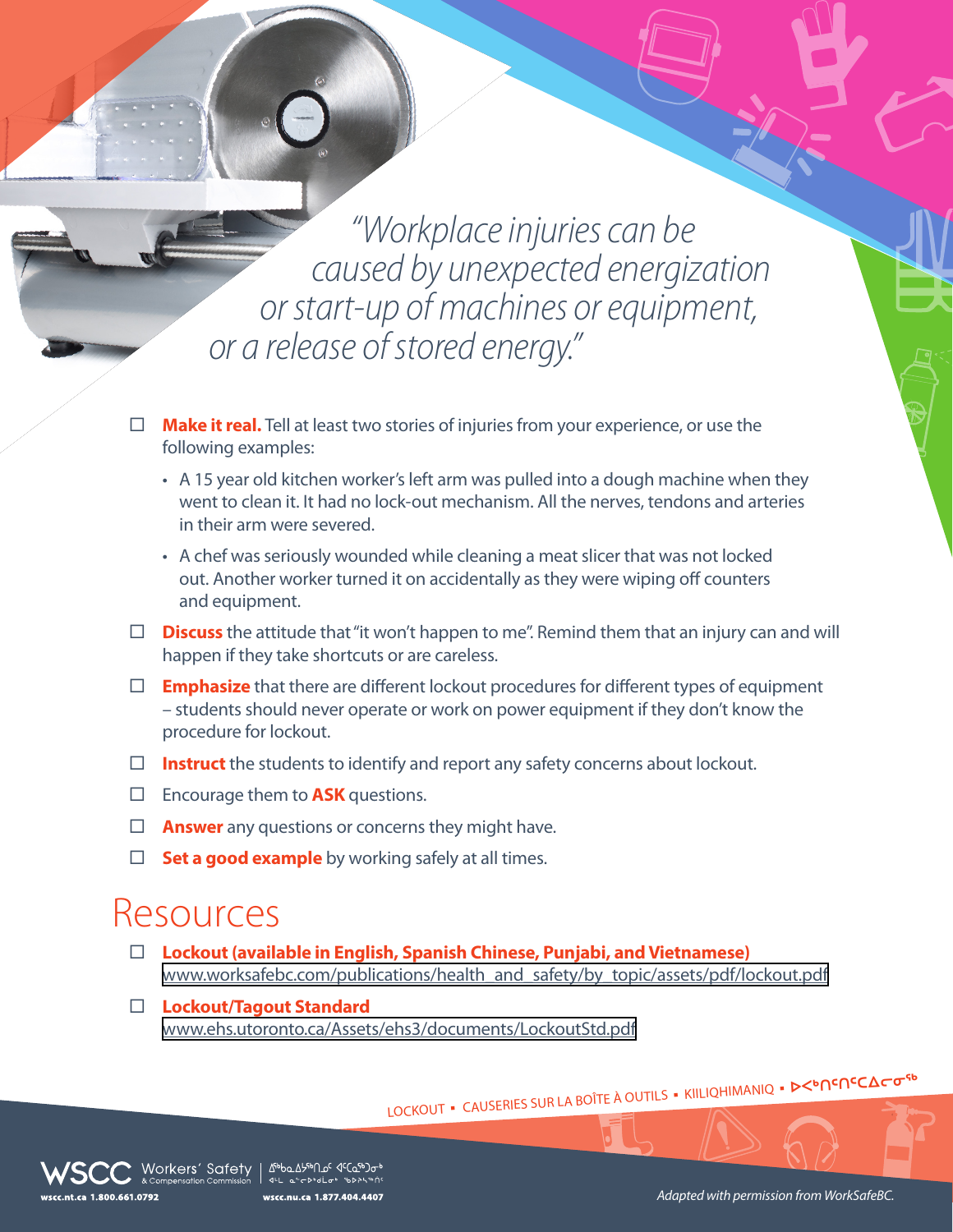*"Workplace injuries can be caused by unexpected energization or start-up of machines or equipment, or a release of stored energy."*

- ☐ **Make it real.** Tell at least two stories of injuries from your experience, or use the following examples:
  - A 15 year old kitchen worker's left arm was pulled into a dough machine when they went to clean it. It had no lock-out mechanism. All the nerves, tendons and arteries in their arm were severed.
  - A chef was seriously wounded while cleaning a meat slicer that was not locked out. Another worker turned it on accidentally as they were wiping off counters and equipment.
- ☐ **Discuss** the attitude that "it won't happen to me". Remind them that an injury can and will happen if they take shortcuts or are careless.
- ☐ **Emphasize** that there are different lockout procedures for different types of equipment – students should never operate or work on power equipment if they don't know the procedure for lockout.
- ☐ **Instruct** the students to identify and report any safety concerns about lockout.
- ☐ Encourage them to **ASK** questions.
- ☐ **Answer** any questions or concerns they might have.
- ☐ **Set a good example** by working safely at all times.

# Resources

- ☐ **Lockout (available in English, Spanish Chinese, Punjabi, and Vietnamese)**
  www.worksafebc.com/publications/health_and_safety/by_topic/assets/pdf/lockout.pdf
- ☐ **Lockout/Tagout Standard**
  www.ehs.utoronto.ca/Assets/ehs3/documents/LockoutStd.pdf

LOCKOUT ▪ CAUSERIES SUR LA BOÎTE À OUTILS ▪ KIILIQHIMANIQ ▪ ᐅᐸᒃᑎᑦᑎᑦᑕᐃᓕᓂᖅ

WSCC Workers' Safety & Compensation Commission

wscc.nt.ca 1.800.661.0792 wscc.nu.ca 1.877.404.4407

*Adapted with permission from WorkSafeBC.*